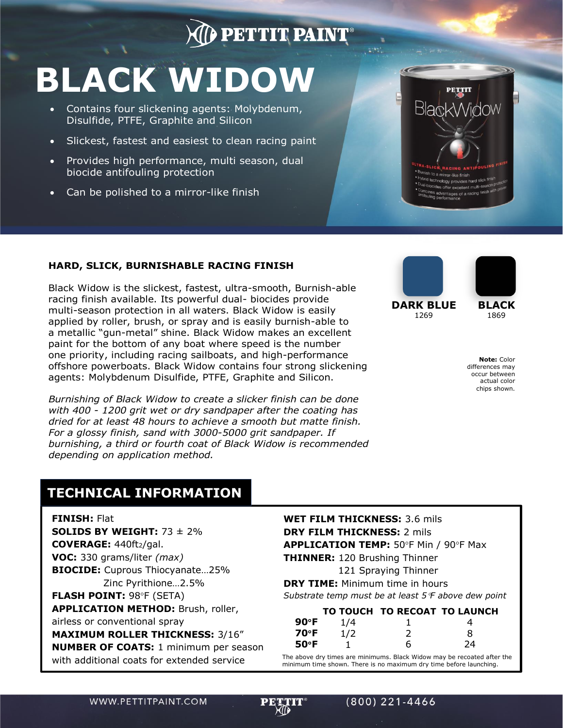PETTIT PAINT®

# BLACK WIDOW

- Contains four slickening agents: Molybdenum, Disulfide, PTFE, Graphite and Silicon
- Slickest, fastest and easiest to clean racing paint
- Provides high performance, multi season, dual biocide antifouling protection
- Can be polished to a mirror-like finish

### HARD, SLICK, BURNISHABLE RACING FINISH

Black Widow is the slickest, fastest, ultra-smooth, Burnish-able racing finish available. Its powerful dual- biocides provide multi-season protection in all waters. Black Widow is easily applied by roller, brush, or spray and is easily burnish-able to a metallic "gun-metal" shine. Black Widow makes an excellent paint for the bottom of any boat where speed is the number one priority, including racing sailboats, and high-performance offshore powerboats. Black Widow contains four strong slickening agents: Molybdenum Disulfide, PTFE, Graphite and Silicon.

*Burnishing of Black Widow to create a slicker finish can be done with 400 - 1200 grit wet or dry sandpaper after the coating has dried for at least 48 hours to achieve a smooth but matte finish. For a glossy finish, sand with 3000-5000 grit sandpaper. If burnishing, a third or fourth coat of Black Widow is recommended depending on application method.*

**DARK BLUE**
1269

**BLACK**
1869

**Note:** Color differences may occur between actual color chips shown.

## TECHNICAL INFORMATION

**FINISH:** Flat
**SOLIDS BY WEIGHT:** 73 ± 2%
**COVERAGE:** 440ft²/gal.
**VOC:** 330 grams/liter *(max)*
**BIOCIDE:** Cuprous Thiocyanate…25%
Zinc Pyrithione…2.5%
**FLASH POINT:** 98°F (SETA)
**APPLICATION METHOD:** Brush, roller, airless or conventional spray
**MAXIMUM ROLLER THICKNESS:** 3/16"
**NUMBER OF COATS:** 1 minimum per season with additional coats for extended service

**WET FILM THICKNESS:** 3.6 mils
**DRY FILM THICKNESS:** 2 mils
**APPLICATION TEMP:** 50°F Min / 90°F Max
**THINNER:** 120 Brushing Thinner
121 Spraying Thinner
**DRY TIME:** Minimum time in hours
*Substrate temp must be at least 5°F above dew point*

| | TO TOUCH | TO RECOAT | TO LAUNCH |
|---|---|---|---|
| **90°F** | 1/4 | 1 | 4 |
| **70°F** | 1/2 | 2 | 8 |
| **50°F** | 1 | 6 | 24 |

The above dry times are minimums. Black Widow may be recoated after the minimum time shown. There is no maximum dry time before launching.

WWW.PETTITPAINT.COM (800) 221-4466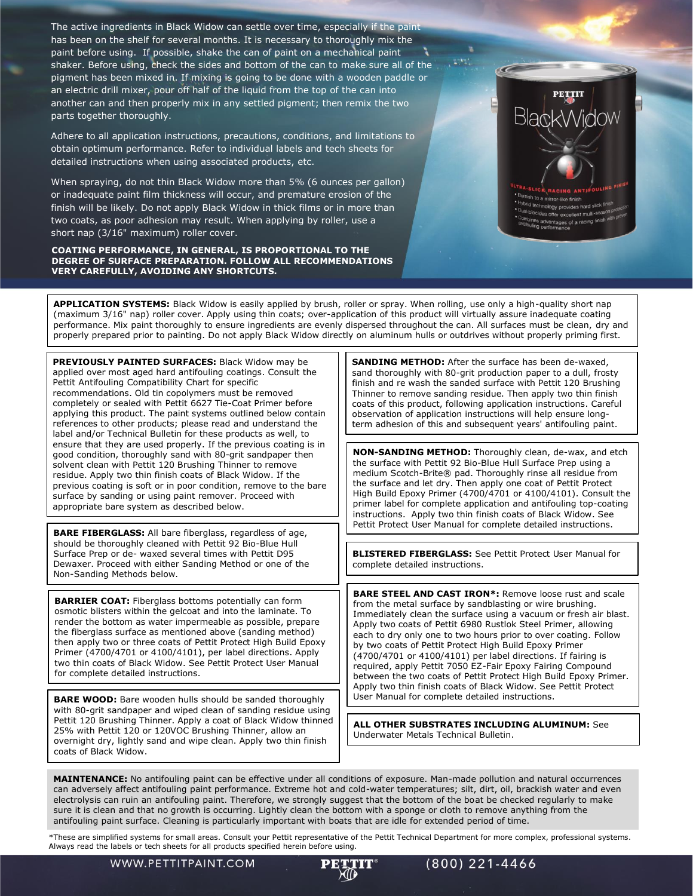The active ingredients in Black Widow can settle over time, especially if the paint has been on the shelf for several months. It is necessary to thoroughly mix the paint before using. If possible, shake the can of paint on a mechanical paint shaker. Before using, check the sides and bottom of the can to make sure all of the pigment has been mixed in. If mixing is going to be done with a wooden paddle or an electric drill mixer, pour off half of the liquid from the top of the can into another can and then properly mix in any settled pigment; then remix the two parts together thoroughly.

Adhere to all application instructions, precautions, conditions, and limitations to obtain optimum performance. Refer to individual labels and tech sheets for detailed instructions when using associated products, etc.

When spraying, do not thin Black Widow more than 5% (6 ounces per gallon) or inadequate paint film thickness will occur, and premature erosion of the finish will be likely. Do not apply Black Widow in thick films or in more than two coats, as poor adhesion may result. When applying by roller, use a short nap (3/16" maximum) roller cover.

**COATING PERFORMANCE, IN GENERAL, IS PROPORTIONAL TO THE DEGREE OF SURFACE PREPARATION. FOLLOW ALL RECOMMENDATIONS VERY CAREFULLY, AVOIDING ANY SHORTCUTS.**

**APPLICATION SYSTEMS:** Black Widow is easily applied by brush, roller or spray. When rolling, use only a high-quality short nap (maximum 3/16" nap) roller cover. Apply using thin coats; over-application of this product will virtually assure inadequate coating performance. Mix paint thoroughly to ensure ingredients are evenly dispersed throughout the can. All surfaces must be clean, dry and properly prepared prior to painting. Do not apply Black Widow directly on aluminum hulls or outdrives without properly priming first.

**PREVIOUSLY PAINTED SURFACES:** Black Widow may be applied over most aged hard antifouling coatings. Consult the Pettit Antifouling Compatibility Chart for specific recommendations. Old tin copolymers must be removed completely or sealed with Pettit 6627 Tie-Coat Primer before applying this product. The paint systems outlined below contain references to other products; please read and understand the label and/or Technical Bulletin for these products as well, to ensure that they are used properly. If the previous coating is in good condition, thoroughly sand with 80-grit sandpaper then solvent clean with Pettit 120 Brushing Thinner to remove residue. Apply two thin finish coats of Black Widow. If the previous coating is soft or in poor condition, remove to the bare surface by sanding or using paint remover. Proceed with appropriate bare system as described below.

**BARE FIBERGLASS:** All bare fiberglass, regardless of age, should be thoroughly cleaned with Pettit 92 Bio-Blue Hull Surface Prep or de- waxed several times with Pettit D95 Dewaxer. Proceed with either Sanding Method or one of the Non-Sanding Methods below.

**BARRIER COAT:** Fiberglass bottoms potentially can form osmotic blisters within the gelcoat and into the laminate. To render the bottom as water impermeable as possible, prepare the fiberglass surface as mentioned above (sanding method) then apply two or three coats of Pettit Protect High Build Epoxy Primer (4700/4701 or 4100/4101), per label directions. Apply two thin coats of Black Widow. See Pettit Protect User Manual for complete detailed instructions.

**BARE WOOD:** Bare wooden hulls should be sanded thoroughly with 80-grit sandpaper and wiped clean of sanding residue using Pettit 120 Brushing Thinner. Apply a coat of Black Widow thinned 25% with Pettit 120 or 120VOC Brushing Thinner, allow an overnight dry, lightly sand and wipe clean. Apply two thin finish coats of Black Widow.

**SANDING METHOD:** After the surface has been de-waxed, sand thoroughly with 80-grit production paper to a dull, frosty finish and re wash the sanded surface with Pettit 120 Brushing Thinner to remove sanding residue. Then apply two thin finish coats of this product, following application instructions. Careful observation of application instructions will help ensure long-term adhesion of this and subsequent years' antifouling paint.

**NON-SANDING METHOD:** Thoroughly clean, de-wax, and etch the surface with Pettit 92 Bio-Blue Hull Surface Prep using a medium Scotch-Brite® pad. Thoroughly rinse all residue from the surface and let dry. Then apply one coat of Pettit Protect High Build Epoxy Primer (4700/4701 or 4100/4101). Consult the primer label for complete application and antifouling top-coating instructions. Apply two thin finish coats of Black Widow. See Pettit Protect User Manual for complete detailed instructions.

**BLISTERED FIBERGLASS:** See Pettit Protect User Manual for complete detailed instructions.

**BARE STEEL AND CAST IRON*:** Remove loose rust and scale from the metal surface by sandblasting or wire brushing. Immediately clean the surface using a vacuum or fresh air blast. Apply two coats of Pettit 6980 Rustlok Steel Primer, allowing each to dry only one to two hours prior to over coating. Follow by two coats of Pettit Protect High Build Epoxy Primer (4700/4701 or 4100/4101) per label directions. If fairing is required, apply Pettit 7050 EZ-Fair Epoxy Fairing Compound between the two coats of Pettit Protect High Build Epoxy Primer. Apply two thin finish coats of Black Widow. See Pettit Protect User Manual for complete detailed instructions.

**ALL OTHER SUBSTRATES INCLUDING ALUMINUM:** See Underwater Metals Technical Bulletin.

**MAINTENANCE:** No antifouling paint can be effective under all conditions of exposure. Man-made pollution and natural occurrences can adversely affect antifouling paint performance. Extreme hot and cold-water temperatures; silt, dirt, oil, brackish water and even electrolysis can ruin an antifouling paint. Therefore, we strongly suggest that the bottom of the boat be checked regularly to make sure it is clean and that no growth is occurring. Lightly clean the bottom with a sponge or cloth to remove anything from the antifouling paint surface. Cleaning is particularly important with boats that are idle for extended period of time.

*These are simplified systems for small areas. Consult your Pettit representative of the Pettit Technical Department for more complex, professional systems. Always read the labels or tech sheets for all products specified herein before using.

WWW.PETTITPAINT.COM (800) 221-4466